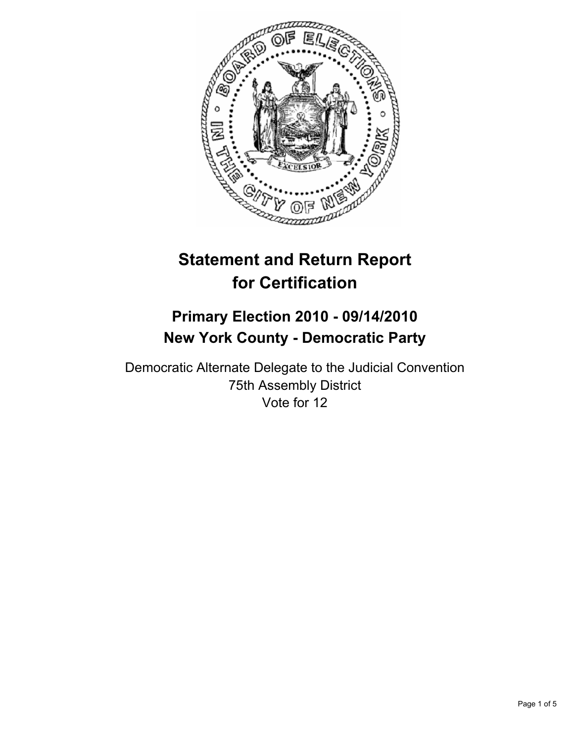# Statement and Return Report for Certification

## Primary Election 2010 - 09/14/2010
## New York County - Democratic Party

Democratic Alternate Delegate to the Judicial Convention
75th Assembly District
Vote for 12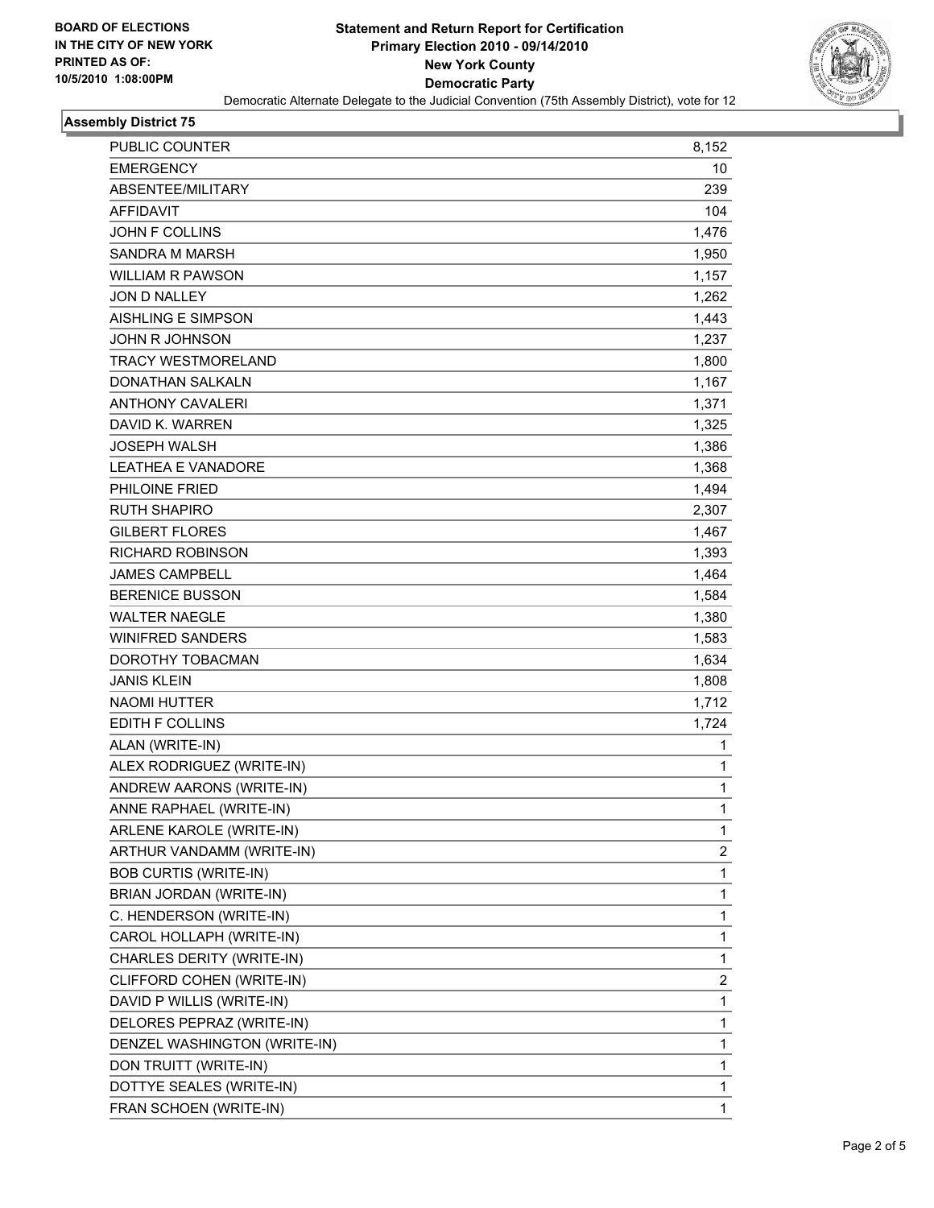**BOARD OF ELECTIONS IN THE CITY OF NEW YORK PRINTED AS OF: 10/5/2010 1:08:00PM**

# Statement and Return Report for Certification
## Primary Election 2010 - 09/14/2010
## New York County
## Democratic Party

Democratic Alternate Delegate to the Judicial Convention (75th Assembly District), vote for 12

### Assembly District 75

| | |
|---|---|
| PUBLIC COUNTER | 8,152 |
| EMERGENCY | 10 |
| ABSENTEE/MILITARY | 239 |
| AFFIDAVIT | 104 |
| JOHN F COLLINS | 1,476 |
| SANDRA M MARSH | 1,950 |
| WILLIAM R PAWSON | 1,157 |
| JON D NALLEY | 1,262 |
| AISHLING E SIMPSON | 1,443 |
| JOHN R JOHNSON | 1,237 |
| TRACY WESTMORELAND | 1,800 |
| DONATHAN SALKALN | 1,167 |
| ANTHONY CAVALERI | 1,371 |
| DAVID K. WARREN | 1,325 |
| JOSEPH WALSH | 1,386 |
| LEATHEA E VANADORE | 1,368 |
| PHILOINE FRIED | 1,494 |
| RUTH SHAPIRO | 2,307 |
| GILBERT FLORES | 1,467 |
| RICHARD ROBINSON | 1,393 |
| JAMES CAMPBELL | 1,464 |
| BERENICE BUSSON | 1,584 |
| WALTER NAEGLE | 1,380 |
| WINIFRED SANDERS | 1,583 |
| DOROTHY TOBACMAN | 1,634 |
| JANIS KLEIN | 1,808 |
| NAOMI HUTTER | 1,712 |
| EDITH F COLLINS | 1,724 |
| ALAN (WRITE-IN) | 1 |
| ALEX RODRIGUEZ (WRITE-IN) | 1 |
| ANDREW AARONS (WRITE-IN) | 1 |
| ANNE RAPHAEL (WRITE-IN) | 1 |
| ARLENE KAROLE (WRITE-IN) | 1 |
| ARTHUR VANDAMM (WRITE-IN) | 2 |
| BOB CURTIS (WRITE-IN) | 1 |
| BRIAN JORDAN (WRITE-IN) | 1 |
| C. HENDERSON (WRITE-IN) | 1 |
| CAROL HOLLAPH (WRITE-IN) | 1 |
| CHARLES DERITY (WRITE-IN) | 1 |
| CLIFFORD COHEN (WRITE-IN) | 2 |
| DAVID P WILLIS (WRITE-IN) | 1 |
| DELORES PEPRAZ (WRITE-IN) | 1 |
| DENZEL WASHINGTON (WRITE-IN) | 1 |
| DON TRUITT (WRITE-IN) | 1 |
| DOTTYE SEALES (WRITE-IN) | 1 |
| FRAN SCHOEN (WRITE-IN) | 1 |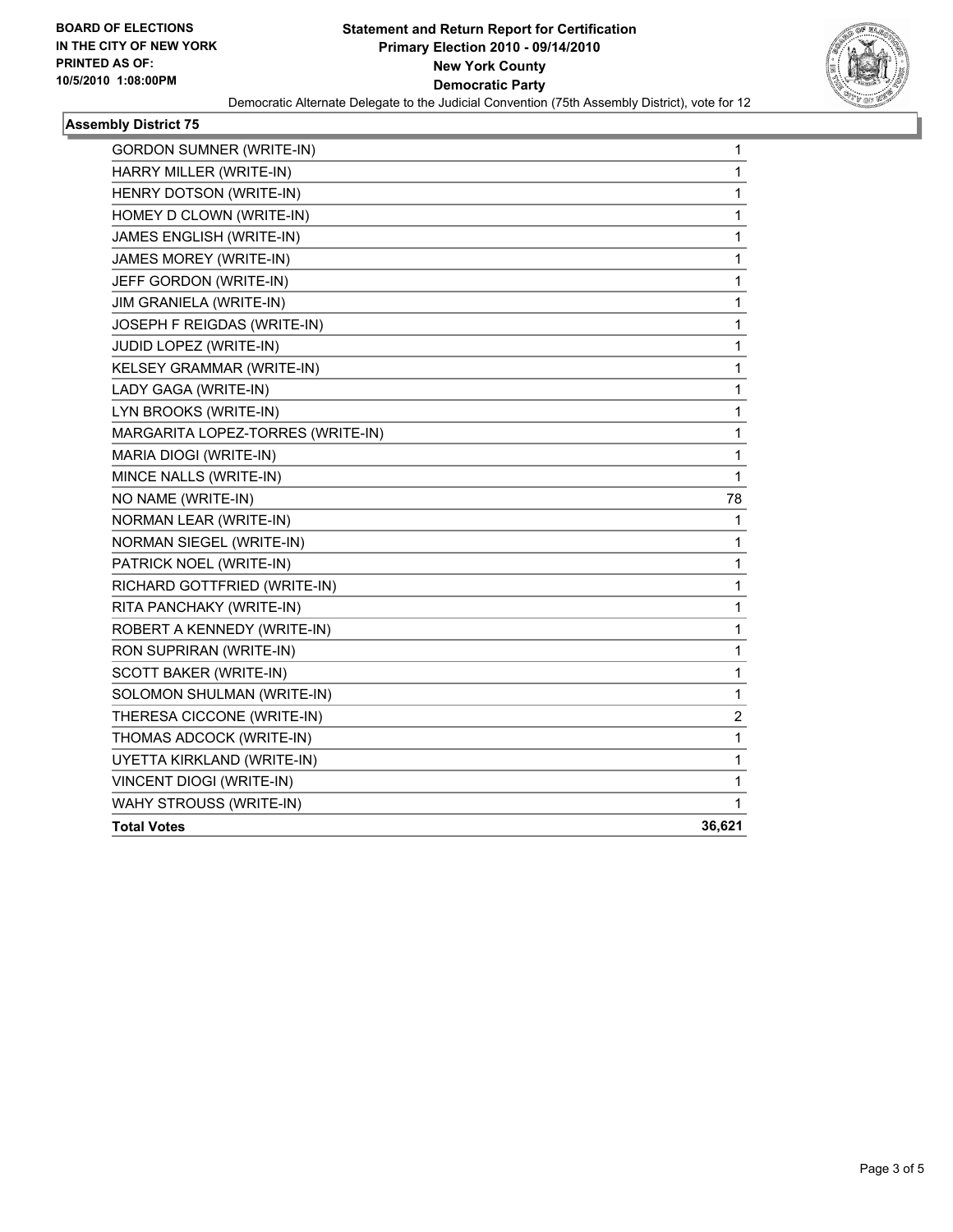**BOARD OF ELECTIONS**
**IN THE CITY OF NEW YORK**
**PRINTED AS OF:**
**10/5/2010 1:08:00PM**

**Statement and Return Report for Certification**
**Primary Election 2010 - 09/14/2010**
**New York County**
**Democratic Party**
Democratic Alternate Delegate to the Judicial Convention (75th Assembly District), vote for 12

### Assembly District 75

| | |
|---|---|
| GORDON SUMNER (WRITE-IN) | 1 |
| HARRY MILLER (WRITE-IN) | 1 |
| HENRY DOTSON (WRITE-IN) | 1 |
| HOMEY D CLOWN (WRITE-IN) | 1 |
| JAMES ENGLISH (WRITE-IN) | 1 |
| JAMES MOREY (WRITE-IN) | 1 |
| JEFF GORDON (WRITE-IN) | 1 |
| JIM GRANIELA (WRITE-IN) | 1 |
| JOSEPH F REIGDAS (WRITE-IN) | 1 |
| JUDID LOPEZ (WRITE-IN) | 1 |
| KELSEY GRAMMAR (WRITE-IN) | 1 |
| LADY GAGA (WRITE-IN) | 1 |
| LYN BROOKS (WRITE-IN) | 1 |
| MARGARITA LOPEZ-TORRES (WRITE-IN) | 1 |
| MARIA DIOGI (WRITE-IN) | 1 |
| MINCE NALLS (WRITE-IN) | 1 |
| NO NAME (WRITE-IN) | 78 |
| NORMAN LEAR (WRITE-IN) | 1 |
| NORMAN SIEGEL (WRITE-IN) | 1 |
| PATRICK NOEL (WRITE-IN) | 1 |
| RICHARD GOTTFRIED (WRITE-IN) | 1 |
| RITA PANCHAKY (WRITE-IN) | 1 |
| ROBERT A KENNEDY (WRITE-IN) | 1 |
| RON SUPRIRAN (WRITE-IN) | 1 |
| SCOTT BAKER (WRITE-IN) | 1 |
| SOLOMON SHULMAN (WRITE-IN) | 1 |
| THERESA CICCONE (WRITE-IN) | 2 |
| THOMAS ADCOCK (WRITE-IN) | 1 |
| UYETTA KIRKLAND (WRITE-IN) | 1 |
| VINCENT DIOGI (WRITE-IN) | 1 |
| WAHY STROUSS (WRITE-IN) | 1 |
| **Total Votes** | **36,621** |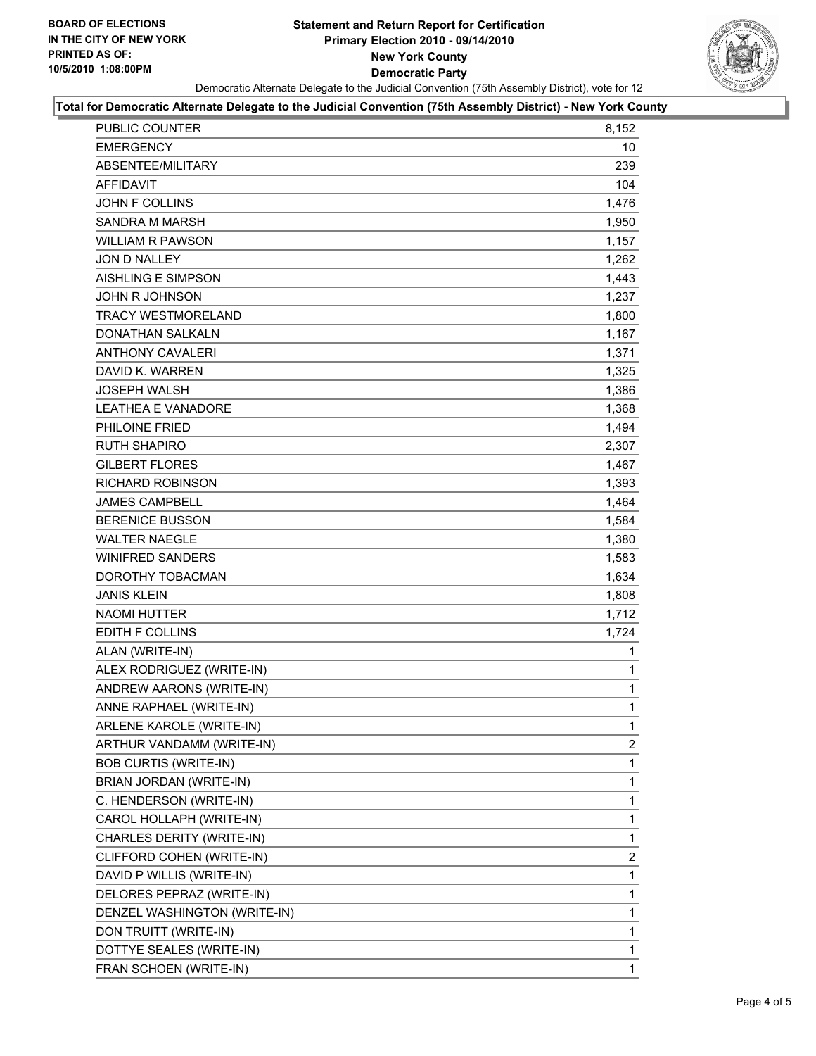**BOARD OF ELECTIONS IN THE CITY OF NEW YORK PRINTED AS OF: 10/5/2010 1:08:00PM**

# Statement and Return Report for Certification
## Primary Election 2010 - 09/14/2010
## New York County
## Democratic Party

Democratic Alternate Delegate to the Judicial Convention (75th Assembly District), vote for 12

**Total for Democratic Alternate Delegate to the Judicial Convention (75th Assembly District) - New York County**

| | |
|---|---|
| PUBLIC COUNTER | 8,152 |
| EMERGENCY | 10 |
| ABSENTEE/MILITARY | 239 |
| AFFIDAVIT | 104 |
| JOHN F COLLINS | 1,476 |
| SANDRA M MARSH | 1,950 |
| WILLIAM R PAWSON | 1,157 |
| JON D NALLEY | 1,262 |
| AISHLING E SIMPSON | 1,443 |
| JOHN R JOHNSON | 1,237 |
| TRACY WESTMORELAND | 1,800 |
| DONATHAN SALKALN | 1,167 |
| ANTHONY CAVALERI | 1,371 |
| DAVID K. WARREN | 1,325 |
| JOSEPH WALSH | 1,386 |
| LEATHEA E VANADORE | 1,368 |
| PHILOINE FRIED | 1,494 |
| RUTH SHAPIRO | 2,307 |
| GILBERT FLORES | 1,467 |
| RICHARD ROBINSON | 1,393 |
| JAMES CAMPBELL | 1,464 |
| BERENICE BUSSON | 1,584 |
| WALTER NAEGLE | 1,380 |
| WINIFRED SANDERS | 1,583 |
| DOROTHY TOBACMAN | 1,634 |
| JANIS KLEIN | 1,808 |
| NAOMI HUTTER | 1,712 |
| EDITH F COLLINS | 1,724 |
| ALAN (WRITE-IN) | 1 |
| ALEX RODRIGUEZ (WRITE-IN) | 1 |
| ANDREW AARONS (WRITE-IN) | 1 |
| ANNE RAPHAEL (WRITE-IN) | 1 |
| ARLENE KAROLE (WRITE-IN) | 1 |
| ARTHUR VANDAMM (WRITE-IN) | 2 |
| BOB CURTIS (WRITE-IN) | 1 |
| BRIAN JORDAN (WRITE-IN) | 1 |
| C. HENDERSON (WRITE-IN) | 1 |
| CAROL HOLLAPH (WRITE-IN) | 1 |
| CHARLES DERITY (WRITE-IN) | 1 |
| CLIFFORD COHEN (WRITE-IN) | 2 |
| DAVID P WILLIS (WRITE-IN) | 1 |
| DELORES PEPRAZ (WRITE-IN) | 1 |
| DENZEL WASHINGTON (WRITE-IN) | 1 |
| DON TRUITT (WRITE-IN) | 1 |
| DOTTYE SEALES (WRITE-IN) | 1 |
| FRAN SCHOEN (WRITE-IN) | 1 |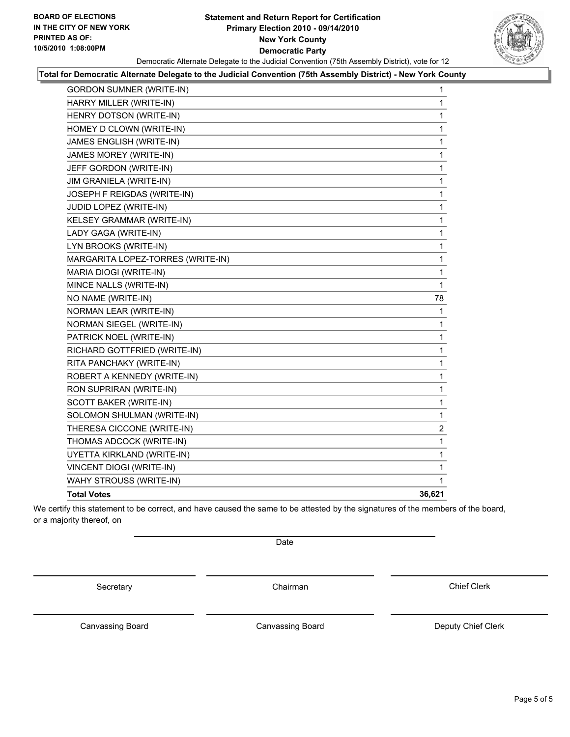**BOARD OF ELECTIONS IN THE CITY OF NEW YORK PRINTED AS OF: 10/5/2010 1:08:00PM**

# Statement and Return Report for Certification
## Primary Election 2010 - 09/14/2010
## New York County
## Democratic Party

Democratic Alternate Delegate to the Judicial Convention (75th Assembly District), vote for 12

**Total for Democratic Alternate Delegate to the Judicial Convention (75th Assembly District) - New York County**

| | |
|---|---|
| GORDON SUMNER (WRITE-IN) | 1 |
| HARRY MILLER (WRITE-IN) | 1 |
| HENRY DOTSON (WRITE-IN) | 1 |
| HOMEY D CLOWN (WRITE-IN) | 1 |
| JAMES ENGLISH (WRITE-IN) | 1 |
| JAMES MOREY (WRITE-IN) | 1 |
| JEFF GORDON (WRITE-IN) | 1 |
| JIM GRANIELA (WRITE-IN) | 1 |
| JOSEPH F REIGDAS (WRITE-IN) | 1 |
| JUDID LOPEZ (WRITE-IN) | 1 |
| KELSEY GRAMMAR (WRITE-IN) | 1 |
| LADY GAGA (WRITE-IN) | 1 |
| LYN BROOKS (WRITE-IN) | 1 |
| MARGARITA LOPEZ-TORRES (WRITE-IN) | 1 |
| MARIA DIOGI (WRITE-IN) | 1 |
| MINCE NALLS (WRITE-IN) | 1 |
| NO NAME (WRITE-IN) | 78 |
| NORMAN LEAR (WRITE-IN) | 1 |
| NORMAN SIEGEL (WRITE-IN) | 1 |
| PATRICK NOEL (WRITE-IN) | 1 |
| RICHARD GOTTFRIED (WRITE-IN) | 1 |
| RITA PANCHAKY (WRITE-IN) | 1 |
| ROBERT A KENNEDY (WRITE-IN) | 1 |
| RON SUPRIRAN (WRITE-IN) | 1 |
| SCOTT BAKER (WRITE-IN) | 1 |
| SOLOMON SHULMAN (WRITE-IN) | 1 |
| THERESA CICCONE (WRITE-IN) | 2 |
| THOMAS ADCOCK (WRITE-IN) | 1 |
| UYETTA KIRKLAND (WRITE-IN) | 1 |
| VINCENT DIOGI (WRITE-IN) | 1 |
| WAHY STROUSS (WRITE-IN) | 1 |
| **Total Votes** | **36,621** |

We certify this statement to be correct, and have caused the same to be attested by the signatures of the members of the board, or a majority thereof, on

Date

Secretary | Chairman | Chief Clerk

Canvassing Board | Canvassing Board | Deputy Chief Clerk